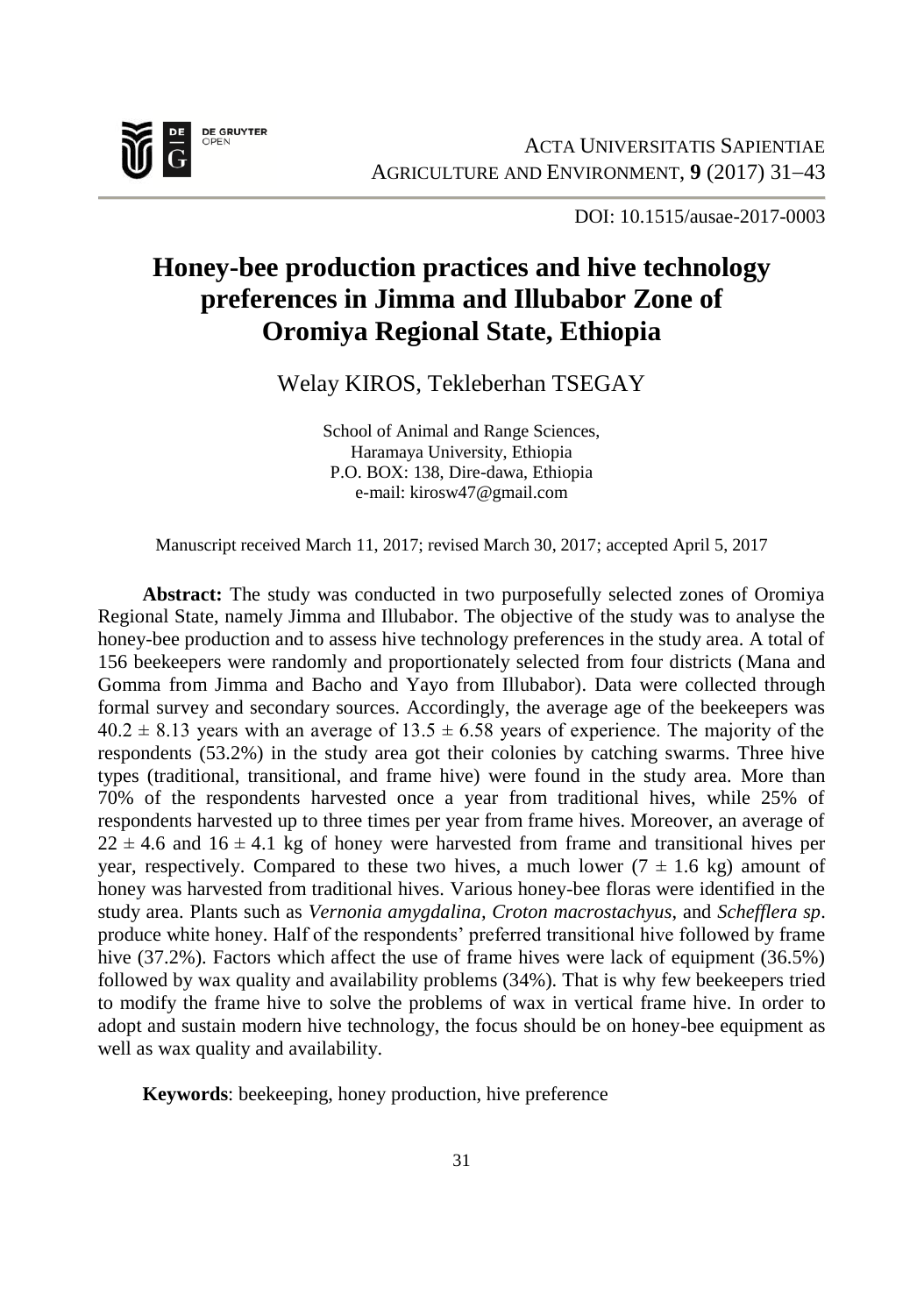DOI: 10.1515/ausae-2017-0003

# Honey-bee production practices and hive technology preferences in Jimma and Illubabor Zone of Oromiya Regional State, Ethiopia

Welay KIROS, Tekleberhan TSEGAY

School of Animal and Range Sciences,
Haramaya University, Ethiopia
P.O. BOX: 138, Dire-dawa, Ethiopia
e-mail: kirosw47@gmail.com

Manuscript received March 11, 2017; revised March 30, 2017; accepted April 5, 2017

**Abstract:** The study was conducted in two purposefully selected zones of Oromiya Regional State, namely Jimma and Illubabor. The objective of the study was to analyse the honey-bee production and to assess hive technology preferences in the study area. A total of 156 beekeepers were randomly and proportionately selected from four districts (Mana and Gomma from Jimma and Bacho and Yayo from Illubabor). Data were collected through formal survey and secondary sources. Accordingly, the average age of the beekeepers was $40.2 \pm 8.13$ years with an average of $13.5 \pm 6.58$ years of experience. The majority of the respondents (53.2%) in the study area got their colonies by catching swarms. Three hive types (traditional, transitional, and frame hive) were found in the study area. More than 70% of the respondents harvested once a year from traditional hives, while 25% of respondents harvested up to three times per year from frame hives. Moreover, an average of $22 \pm 4.6$ and $16 \pm 4.1$ kg of honey were harvested from frame and transitional hives per year, respectively. Compared to these two hives, a much lower ($7 \pm 1.6$ kg) amount of honey was harvested from traditional hives. Various honey-bee floras were identified in the study area. Plants such as *Vernonia amygdalina, Croton macrostachyus,* and *Schefflera sp*. produce white honey. Half of the respondents' preferred transitional hive followed by frame hive (37.2%). Factors which affect the use of frame hives were lack of equipment (36.5%) followed by wax quality and availability problems (34%). That is why few beekeepers tried to modify the frame hive to solve the problems of wax in vertical frame hive. In order to adopt and sustain modern hive technology, the focus should be on honey-bee equipment as well as wax quality and availability.

**Keywords**: beekeeping, honey production, hive preference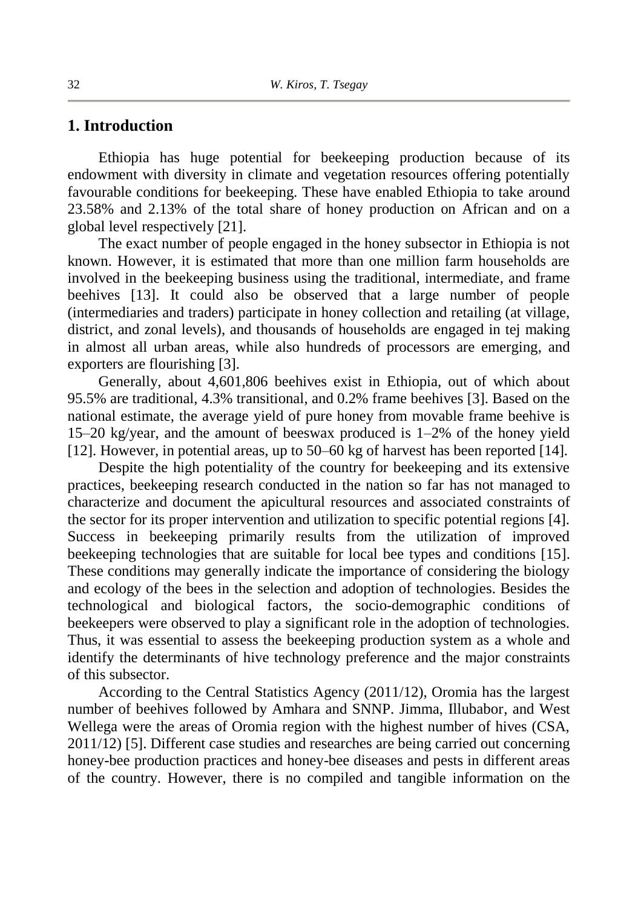## 1. Introduction

Ethiopia has huge potential for beekeeping production because of its endowment with diversity in climate and vegetation resources offering potentially favourable conditions for beekeeping. These have enabled Ethiopia to take around 23.58% and 2.13% of the total share of honey production on African and on a global level respectively [21].

The exact number of people engaged in the honey subsector in Ethiopia is not known. However, it is estimated that more than one million farm households are involved in the beekeeping business using the traditional, intermediate, and frame beehives [13]. It could also be observed that a large number of people (intermediaries and traders) participate in honey collection and retailing (at village, district, and zonal levels), and thousands of households are engaged in tej making in almost all urban areas, while also hundreds of processors are emerging, and exporters are flourishing [3].

Generally, about 4,601,806 beehives exist in Ethiopia, out of which about 95.5% are traditional, 4.3% transitional, and 0.2% frame beehives [3]. Based on the national estimate, the average yield of pure honey from movable frame beehive is 15–20 kg/year, and the amount of beeswax produced is 1–2% of the honey yield [12]. However, in potential areas, up to 50–60 kg of harvest has been reported [14].

Despite the high potentiality of the country for beekeeping and its extensive practices, beekeeping research conducted in the nation so far has not managed to characterize and document the apicultural resources and associated constraints of the sector for its proper intervention and utilization to specific potential regions [4]. Success in beekeeping primarily results from the utilization of improved beekeeping technologies that are suitable for local bee types and conditions [15]. These conditions may generally indicate the importance of considering the biology and ecology of the bees in the selection and adoption of technologies. Besides the technological and biological factors, the socio-demographic conditions of beekeepers were observed to play a significant role in the adoption of technologies. Thus, it was essential to assess the beekeeping production system as a whole and identify the determinants of hive technology preference and the major constraints of this subsector.

According to the Central Statistics Agency (2011/12), Oromia has the largest number of beehives followed by Amhara and SNNP. Jimma, Illubabor, and West Wellega were the areas of Oromia region with the highest number of hives (CSA, 2011/12) [5]. Different case studies and researches are being carried out concerning honey-bee production practices and honey-bee diseases and pests in different areas of the country. However, there is no compiled and tangible information on the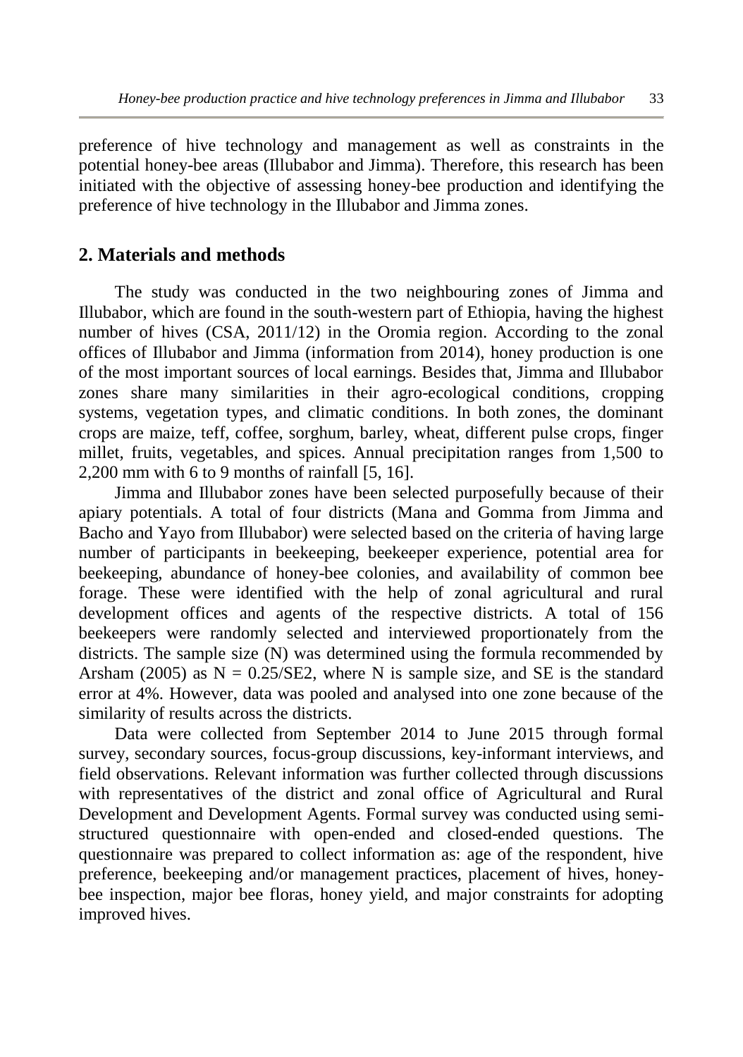preference of hive technology and management as well as constraints in the potential honey-bee areas (Illubabor and Jimma). Therefore, this research has been initiated with the objective of assessing honey-bee production and identifying the preference of hive technology in the Illubabor and Jimma zones.

## 2. Materials and methods

The study was conducted in the two neighbouring zones of Jimma and Illubabor, which are found in the south-western part of Ethiopia, having the highest number of hives (CSA, 2011/12) in the Oromia region. According to the zonal offices of Illubabor and Jimma (information from 2014), honey production is one of the most important sources of local earnings. Besides that, Jimma and Illubabor zones share many similarities in their agro-ecological conditions, cropping systems, vegetation types, and climatic conditions. In both zones, the dominant crops are maize, teff, coffee, sorghum, barley, wheat, different pulse crops, finger millet, fruits, vegetables, and spices. Annual precipitation ranges from 1,500 to 2,200 mm with 6 to 9 months of rainfall [5, 16].

Jimma and Illubabor zones have been selected purposefully because of their apiary potentials. A total of four districts (Mana and Gomma from Jimma and Bacho and Yayo from Illubabor) were selected based on the criteria of having large number of participants in beekeeping, beekeeper experience, potential area for beekeeping, abundance of honey-bee colonies, and availability of common bee forage. These were identified with the help of zonal agricultural and rural development offices and agents of the respective districts. A total of 156 beekeepers were randomly selected and interviewed proportionately from the districts. The sample size (N) was determined using the formula recommended by Arsham (2005) as $N = 0.25/SE2$, where N is sample size, and SE is the standard error at 4%. However, data was pooled and analysed into one zone because of the similarity of results across the districts.

Data were collected from September 2014 to June 2015 through formal survey, secondary sources, focus-group discussions, key-informant interviews, and field observations. Relevant information was further collected through discussions with representatives of the district and zonal office of Agricultural and Rural Development and Development Agents. Formal survey was conducted using semi-structured questionnaire with open-ended and closed-ended questions. The questionnaire was prepared to collect information as: age of the respondent, hive preference, beekeeping and/or management practices, placement of hives, honey-bee inspection, major bee floras, honey yield, and major constraints for adopting improved hives.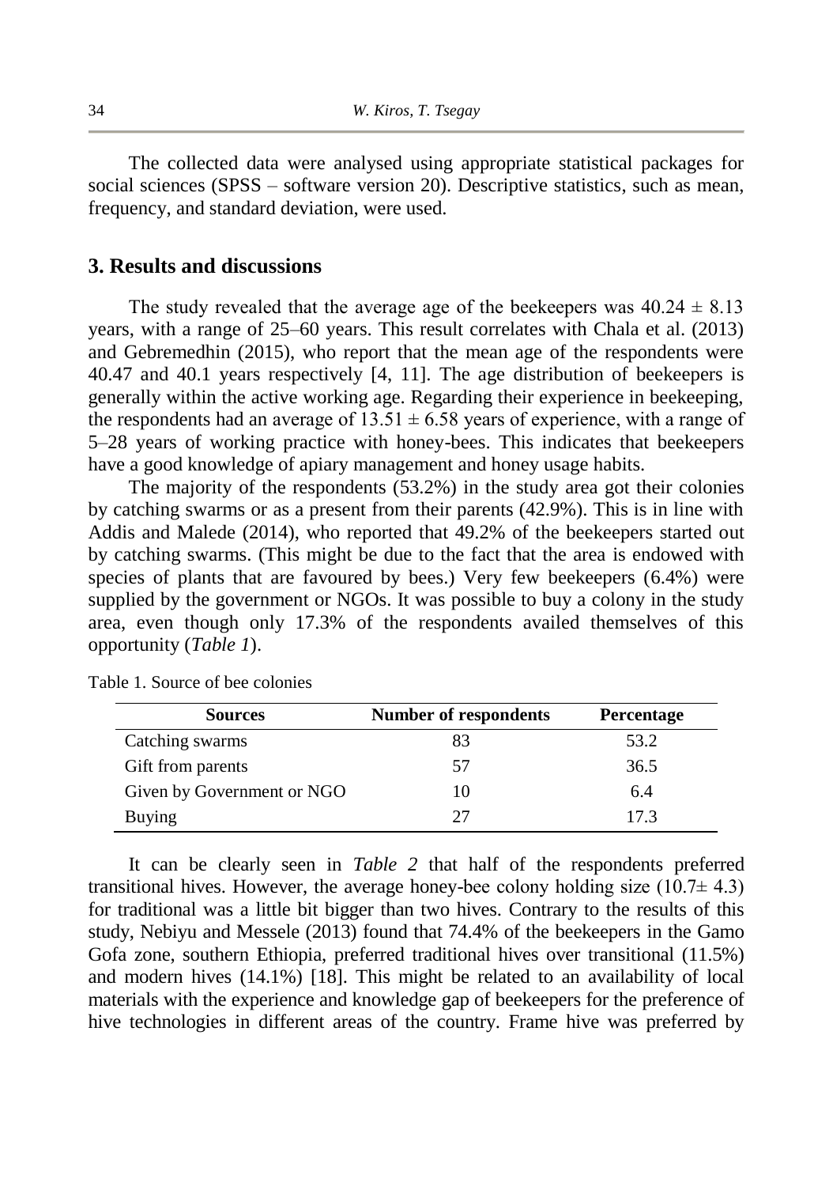The collected data were analysed using appropriate statistical packages for social sciences (SPSS – software version 20). Descriptive statistics, such as mean, frequency, and standard deviation, were used.

## 3. Results and discussions

The study revealed that the average age of the beekeepers was $40.24 \pm 8.13$ years, with a range of 25–60 years. This result correlates with Chala et al. (2013) and Gebremedhin (2015), who report that the mean age of the respondents were 40.47 and 40.1 years respectively [4, 11]. The age distribution of beekeepers is generally within the active working age. Regarding their experience in beekeeping, the respondents had an average of $13.51 \pm 6.58$ years of experience, with a range of 5–28 years of working practice with honey-bees. This indicates that beekeepers have a good knowledge of apiary management and honey usage habits.

The majority of the respondents (53.2%) in the study area got their colonies by catching swarms or as a present from their parents (42.9%). This is in line with Addis and Malede (2014), who reported that 49.2% of the beekeepers started out by catching swarms. (This might be due to the fact that the area is endowed with species of plants that are favoured by bees.) Very few beekeepers (6.4%) were supplied by the government or NGOs. It was possible to buy a colony in the study area, even though only 17.3% of the respondents availed themselves of this opportunity (*Table 1*).

Table 1. Source of bee colonies

| Sources | Number of respondents | Percentage |
|---|---|---|
| Catching swarms | 83 | 53.2 |
| Gift from parents | 57 | 36.5 |
| Given by Government or NGO | 10 | 6.4 |
| Buying | 27 | 17.3 |

It can be clearly seen in *Table 2* that half of the respondents preferred transitional hives. However, the average honey-bee colony holding size ($10.7 \pm 4.3$) for traditional was a little bit bigger than two hives. Contrary to the results of this study, Nebiyu and Messele (2013) found that 74.4% of the beekeepers in the Gamo Gofa zone, southern Ethiopia, preferred traditional hives over transitional (11.5%) and modern hives (14.1%) [18]. This might be related to an availability of local materials with the experience and knowledge gap of beekeepers for the preference of hive technologies in different areas of the country. Frame hive was preferred by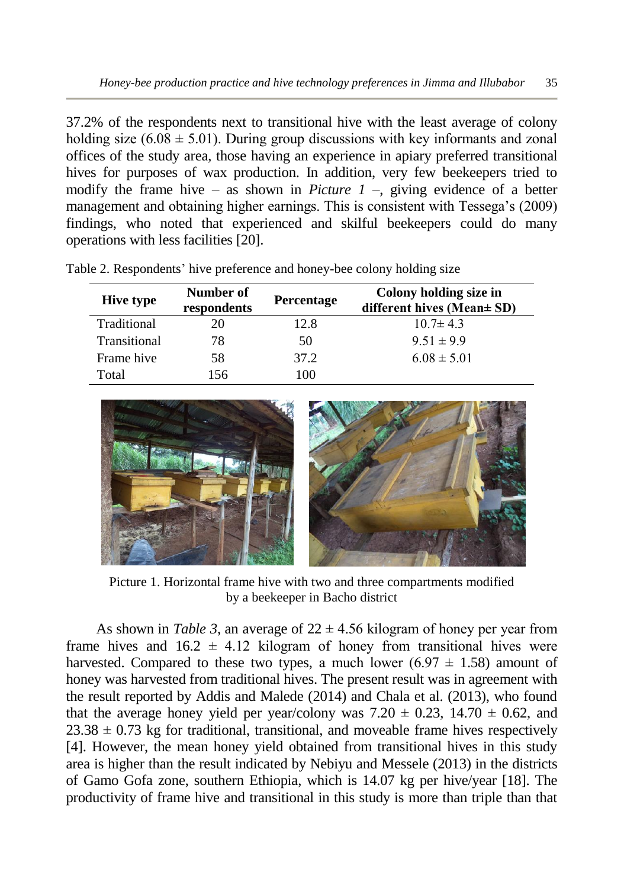37.2% of the respondents next to transitional hive with the least average of colony holding size (6.08 ± 5.01). During group discussions with key informants and zonal offices of the study area, those having an experience in apiary preferred transitional hives for purposes of wax production. In addition, very few beekeepers tried to modify the frame hive – as shown in *Picture 1* –, giving evidence of a better management and obtaining higher earnings. This is consistent with Tessega's (2009) findings, who noted that experienced and skilful beekeepers could do many operations with less facilities [20].

Table 2. Respondents' hive preference and honey-bee colony holding size

| Hive type | Number of respondents | Percentage | Colony holding size in different hives (Mean± SD) |
|---|---|---|---|
| Traditional | 20 | 12.8 | 10.7± 4.3 |
| Transitional | 78 | 50 | 9.51 ± 9.9 |
| Frame hive | 58 | 37.2 | 6.08 ± 5.01 |
| Total | 156 | 100 | |

Picture 1. Horizontal frame hive with two and three compartments modified by a beekeeper in Bacho district

As shown in *Table 3*, an average of 22 ± 4.56 kilogram of honey per year from frame hives and 16.2 ± 4.12 kilogram of honey from transitional hives were harvested. Compared to these two types, a much lower (6.97 ± 1.58) amount of honey was harvested from traditional hives. The present result was in agreement with the result reported by Addis and Malede (2014) and Chala et al. (2013), who found that the average honey yield per year/colony was 7.20 ± 0.23, 14.70 ± 0.62, and 23.38 ± 0.73 kg for traditional, transitional, and moveable frame hives respectively [4]. However, the mean honey yield obtained from transitional hives in this study area is higher than the result indicated by Nebiyu and Messele (2013) in the districts of Gamo Gofa zone, southern Ethiopia, which is 14.07 kg per hive/year [18]. The productivity of frame hive and transitional in this study is more than triple than that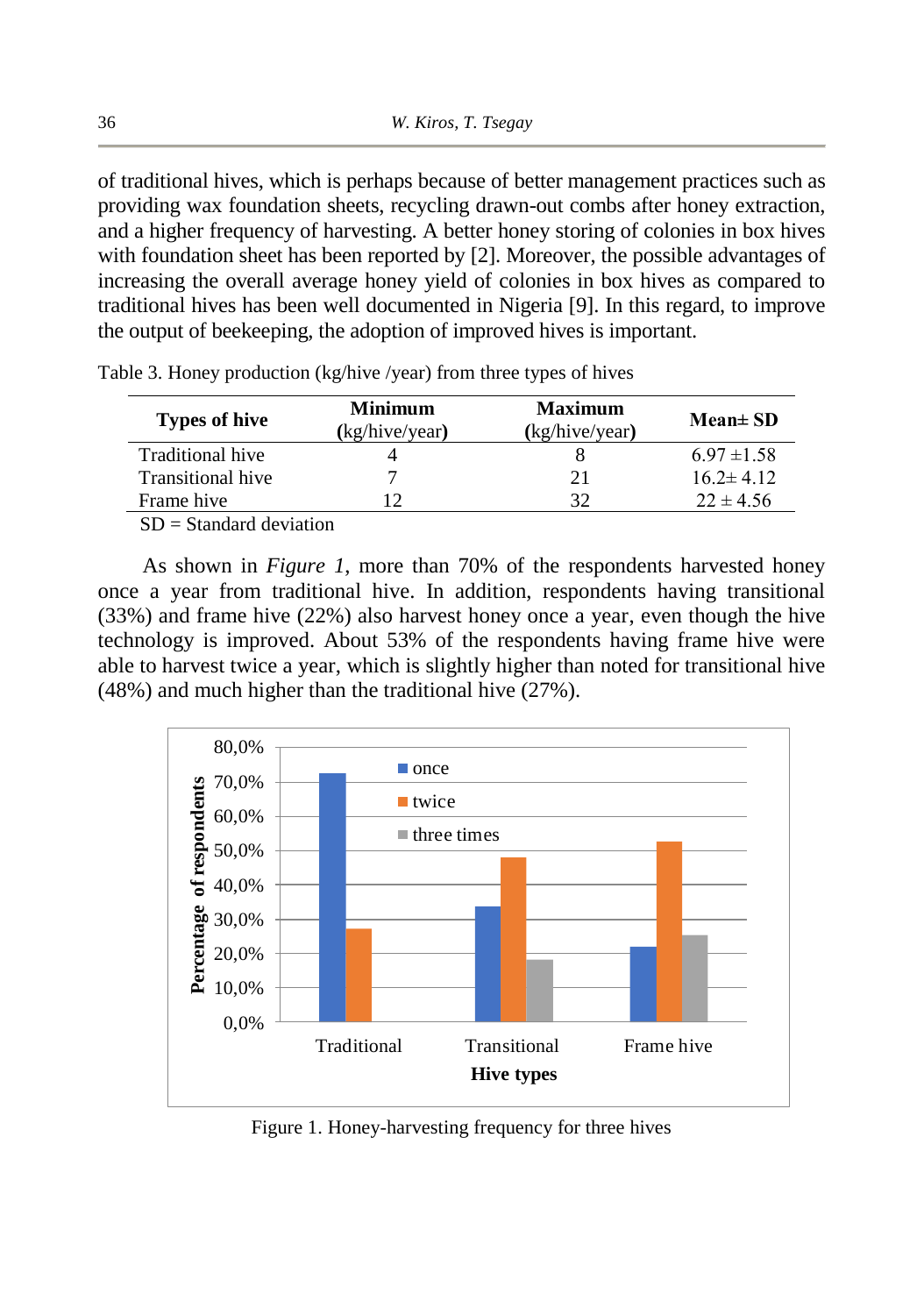of traditional hives, which is perhaps because of better management practices such as providing wax foundation sheets, recycling drawn-out combs after honey extraction, and a higher frequency of harvesting. A better honey storing of colonies in box hives with foundation sheet has been reported by [2]. Moreover, the possible advantages of increasing the overall average honey yield of colonies in box hives as compared to traditional hives has been well documented in Nigeria [9]. In this regard, to improve the output of beekeeping, the adoption of improved hives is important.

Table 3. Honey production (kg/hive /year) from three types of hives

| Types of hive | Minimum (kg/hive/year) | Maximum (kg/hive/year) | Mean± SD |
|---|---|---|---|
| Traditional hive | 4 | 8 | 6.97 ±1.58 |
| Transitional hive | 7 | 21 | 16.2± 4.12 |
| Frame hive | 12 | 32 | 22 ± 4.56 |

SD = Standard deviation

As shown in *Figure 1*, more than 70% of the respondents harvested honey once a year from traditional hive. In addition, respondents having transitional (33%) and frame hive (22%) also harvest honey once a year, even though the hive technology is improved. About 53% of the respondents having frame hive were able to harvest twice a year, which is slightly higher than noted for transitional hive (48%) and much higher than the traditional hive (27%).

Figure 1. Honey-harvesting frequency for three hives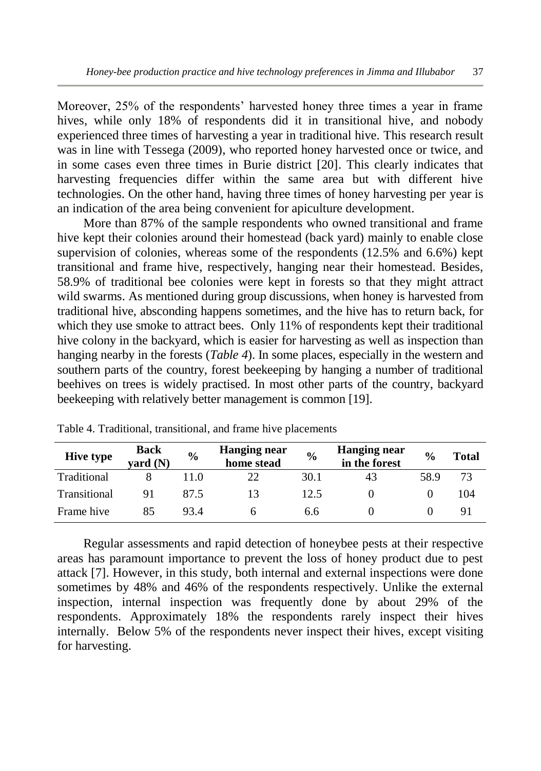Moreover, 25% of the respondents' harvested honey three times a year in frame hives, while only 18% of respondents did it in transitional hive, and nobody experienced three times of harvesting a year in traditional hive. This research result was in line with Tessega (2009), who reported honey harvested once or twice, and in some cases even three times in Burie district [20]. This clearly indicates that harvesting frequencies differ within the same area but with different hive technologies. On the other hand, having three times of honey harvesting per year is an indication of the area being convenient for apiculture development.

More than 87% of the sample respondents who owned transitional and frame hive kept their colonies around their homestead (back yard) mainly to enable close supervision of colonies, whereas some of the respondents (12.5% and 6.6%) kept transitional and frame hive, respectively, hanging near their homestead. Besides, 58.9% of traditional bee colonies were kept in forests so that they might attract wild swarms. As mentioned during group discussions, when honey is harvested from traditional hive, absconding happens sometimes, and the hive has to return back, for which they use smoke to attract bees. Only 11% of respondents kept their traditional hive colony in the backyard, which is easier for harvesting as well as inspection than hanging nearby in the forests (*Table 4*). In some places, especially in the western and southern parts of the country, forest beekeeping by hanging a number of traditional beehives on trees is widely practised. In most other parts of the country, backyard beekeeping with relatively better management is common [19].

Table 4. Traditional, transitional, and frame hive placements

| Hive type | Back yard (N) | % | Hanging near home stead | % | Hanging near in the forest | % | Total |
|---|---|---|---|---|---|---|---|
| Traditional | 8 | 11.0 | 22 | 30.1 | 43 | 58.9 | 73 |
| Transitional | 91 | 87.5 | 13 | 12.5 | 0 | 0 | 104 |
| Frame hive | 85 | 93.4 | 6 | 6.6 | 0 | 0 | 91 |

Regular assessments and rapid detection of honeybee pests at their respective areas has paramount importance to prevent the loss of honey product due to pest attack [7]. However, in this study, both internal and external inspections were done sometimes by 48% and 46% of the respondents respectively. Unlike the external inspection, internal inspection was frequently done by about 29% of the respondents. Approximately 18% the respondents rarely inspect their hives internally. Below 5% of the respondents never inspect their hives, except visiting for harvesting.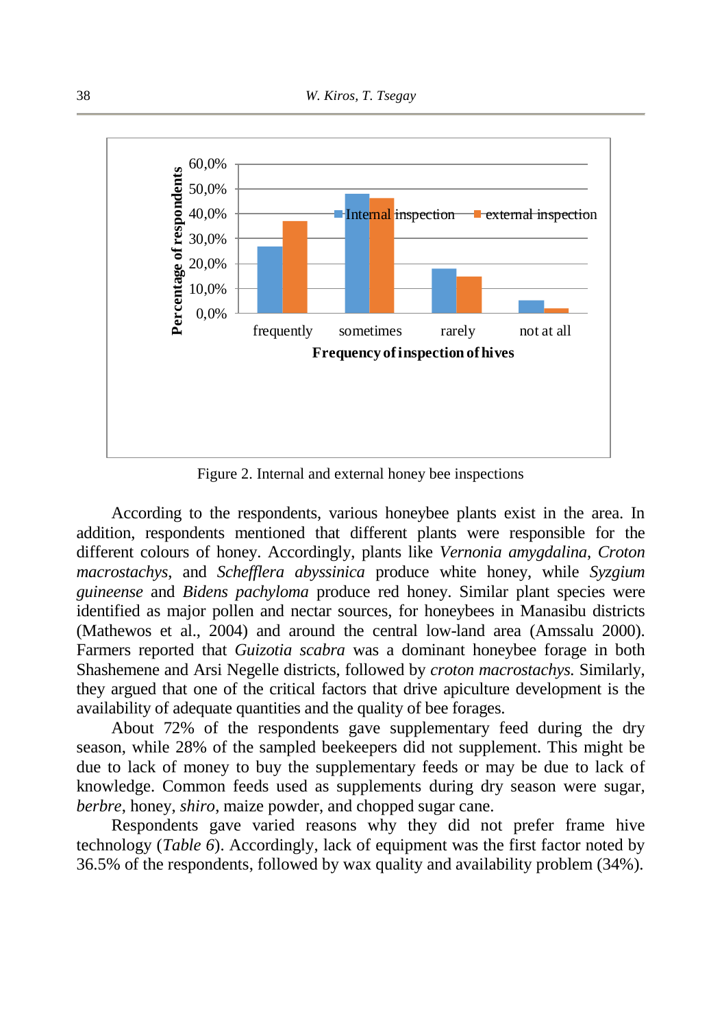Figure 2. Internal and external honey bee inspections

According to the respondents, various honeybee plants exist in the area. In addition, respondents mentioned that different plants were responsible for the different colours of honey. Accordingly, plants like *Vernonia amygdalina*, *Croton macrostachys*, and *Schefflera abyssinica* produce white honey, while *Syzgium guineense* and *Bidens pachyloma* produce red honey. Similar plant species were identified as major pollen and nectar sources, for honeybees in Manasibu districts (Mathewos et al., 2004) and around the central low-land area (Amssalu 2000). Farmers reported that *Guizotia scabra* was a dominant honeybee forage in both Shashemene and Arsi Negelle districts, followed by *croton macrostachys.* Similarly, they argued that one of the critical factors that drive apiculture development is the availability of adequate quantities and the quality of bee forages.

About 72% of the respondents gave supplementary feed during the dry season, while 28% of the sampled beekeepers did not supplement. This might be due to lack of money to buy the supplementary feeds or may be due to lack of knowledge. Common feeds used as supplements during dry season were sugar, *berbre*, honey, *shiro*, maize powder, and chopped sugar cane.

Respondents gave varied reasons why they did not prefer frame hive technology (*Table 6*). Accordingly, lack of equipment was the first factor noted by 36.5% of the respondents, followed by wax quality and availability problem (34%).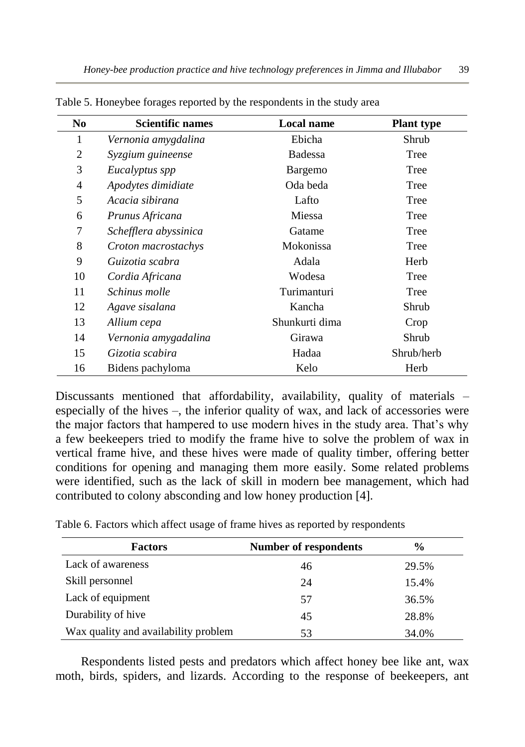Table 5. Honeybee forages reported by the respondents in the study area

| No | Scientific names | Local name | Plant type |
|---|---|---|---|
| 1 | *Vernonia amygdalina* | Ebicha | Shrub |
| 2 | *Syzgium guineense* | Badessa | Tree |
| 3 | *Eucalyptus spp* | Bargemo | Tree |
| 4 | *Apodytes dimidiate* | Oda beda | Tree |
| 5 | *Acacia sibirana* | Lafto | Tree |
| 6 | *Prunus Africana* | Miessa | Tree |
| 7 | *Schefflera abyssinica* | Gatame | Tree |
| 8 | *Croton macrostachys* | Mokonissa | Tree |
| 9 | *Guizotia scabra* | Adala | Herb |
| 10 | *Cordia Africana* | Wodesa | Tree |
| 11 | *Schinus molle* | Turimanturi | Tree |
| 12 | *Agave sisalana* | Kancha | Shrub |
| 13 | *Allium cepa* | Shunkurti dima | Crop |
| 14 | *Vernonia amygadalina* | Girawa | Shrub |
| 15 | *Gizotia scabira* | Hadaa | Shrub/herb |
| 16 | Bidens pachyloma | Kelo | Herb |

Discussants mentioned that affordability, availability, quality of materials – especially of the hives –, the inferior quality of wax, and lack of accessories were the major factors that hampered to use modern hives in the study area. That's why a few beekeepers tried to modify the frame hive to solve the problem of wax in vertical frame hive, and these hives were made of quality timber, offering better conditions for opening and managing them more easily. Some related problems were identified, such as the lack of skill in modern bee management, which had contributed to colony absconding and low honey production [4].

Table 6. Factors which affect usage of frame hives as reported by respondents

| Factors | Number of respondents | % |
|---|---|---|
| Lack of awareness | 46 | 29.5% |
| Skill personnel | 24 | 15.4% |
| Lack of equipment | 57 | 36.5% |
| Durability of hive | 45 | 28.8% |
| Wax quality and availability problem | 53 | 34.0% |

Respondents listed pests and predators which affect honey bee like ant, wax moth, birds, spiders, and lizards. According to the response of beekeepers, ant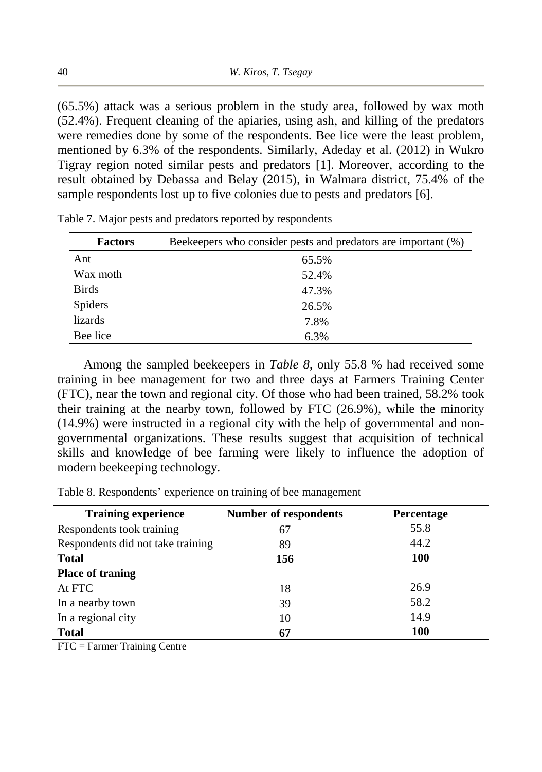(65.5%) attack was a serious problem in the study area, followed by wax moth (52.4%). Frequent cleaning of the apiaries, using ash, and killing of the predators were remedies done by some of the respondents. Bee lice were the least problem, mentioned by 6.3% of the respondents. Similarly, Adeday et al. (2012) in Wukro Tigray region noted similar pests and predators [1]. Moreover, according to the result obtained by Debassa and Belay (2015), in Walmara district, 75.4% of the sample respondents lost up to five colonies due to pests and predators [6].

Table 7. Major pests and predators reported by respondents

| Factors | Beekeepers who consider pests and predators are important (%) |
|---|---|
| Ant | 65.5% |
| Wax moth | 52.4% |
| Birds | 47.3% |
| Spiders | 26.5% |
| lizards | 7.8% |
| Bee lice | 6.3% |

Among the sampled beekeepers in *Table 8*, only 55.8 % had received some training in bee management for two and three days at Farmers Training Center (FTC), near the town and regional city. Of those who had been trained, 58.2% took their training at the nearby town, followed by FTC (26.9%), while the minority (14.9%) were instructed in a regional city with the help of governmental and non-governmental organizations. These results suggest that acquisition of technical skills and knowledge of bee farming were likely to influence the adoption of modern beekeeping technology.

Table 8. Respondents' experience on training of bee management

| Training experience | Number of respondents | Percentage |
|---|---|---|
| Respondents took training | 67 | 55.8 |
| Respondents did not take training | 89 | 44.2 |
| **Total** | **156** | **100** |
| **Place of traning** | | |
| At FTC | 18 | 26.9 |
| In a nearby town | 39 | 58.2 |
| In a regional city | 10 | 14.9 |
| **Total** | **67** | **100** |

FTC = Farmer Training Centre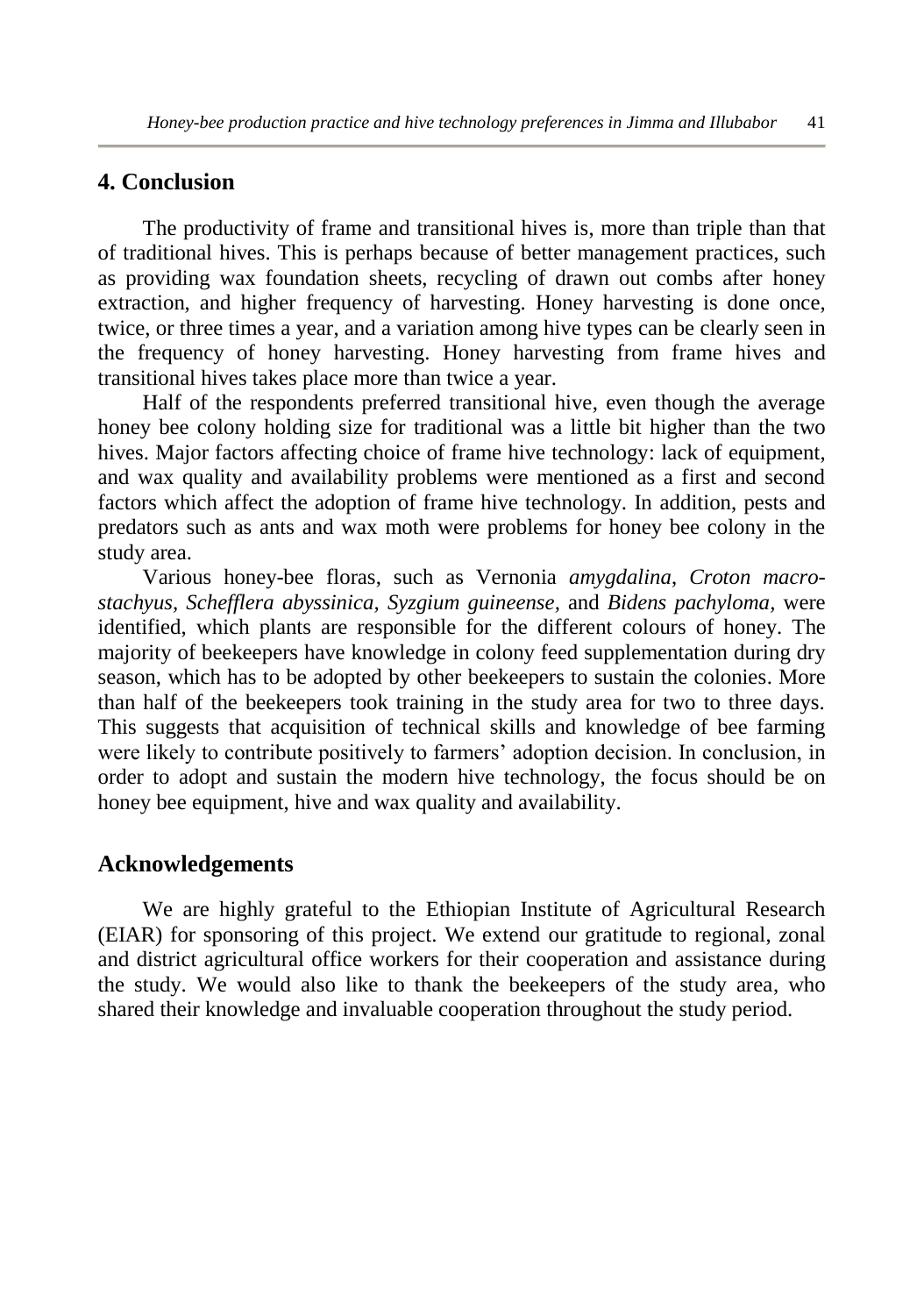## 4. Conclusion

The productivity of frame and transitional hives is, more than triple than that of traditional hives. This is perhaps because of better management practices, such as providing wax foundation sheets, recycling of drawn out combs after honey extraction, and higher frequency of harvesting. Honey harvesting is done once, twice, or three times a year, and a variation among hive types can be clearly seen in the frequency of honey harvesting. Honey harvesting from frame hives and transitional hives takes place more than twice a year.

Half of the respondents preferred transitional hive, even though the average honey bee colony holding size for traditional was a little bit higher than the two hives. Major factors affecting choice of frame hive technology: lack of equipment, and wax quality and availability problems were mentioned as a first and second factors which affect the adoption of frame hive technology. In addition, pests and predators such as ants and wax moth were problems for honey bee colony in the study area.

Various honey-bee floras, such as Vernonia *amygdalina*, *Croton macro-stachyus*, *Schefflera abyssinica*, *Syzgium guineense*, and *Bidens pachyloma*, were identified, which plants are responsible for the different colours of honey. The majority of beekeepers have knowledge in colony feed supplementation during dry season, which has to be adopted by other beekeepers to sustain the colonies. More than half of the beekeepers took training in the study area for two to three days. This suggests that acquisition of technical skills and knowledge of bee farming were likely to contribute positively to farmers' adoption decision. In conclusion, in order to adopt and sustain the modern hive technology, the focus should be on honey bee equipment, hive and wax quality and availability.

## Acknowledgements

We are highly grateful to the Ethiopian Institute of Agricultural Research (EIAR) for sponsoring of this project. We extend our gratitude to regional, zonal and district agricultural office workers for their cooperation and assistance during the study. We would also like to thank the beekeepers of the study area, who shared their knowledge and invaluable cooperation throughout the study period.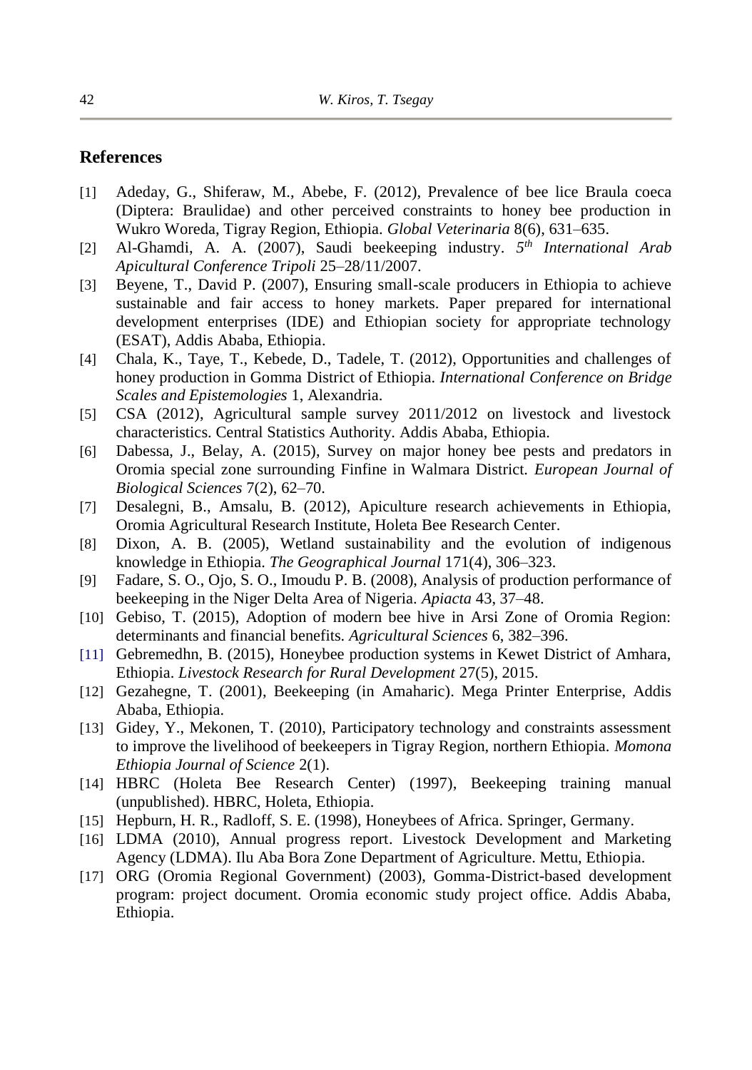## References

[1] Adeday, G., Shiferaw, M., Abebe, F. (2012), Prevalence of bee lice Braula coeca (Diptera: Braulidae) and other perceived constraints to honey bee production in Wukro Woreda, Tigray Region, Ethiopia. *Global Veterinaria* 8(6), 631–635.

[2] Al-Ghamdi, A. A. (2007), Saudi beekeeping industry. *5th International Arab Apicultural Conference Tripoli* 25–28/11/2007.

[3] Beyene, T., David P. (2007), Ensuring small-scale producers in Ethiopia to achieve sustainable and fair access to honey markets. Paper prepared for international development enterprises (IDE) and Ethiopian society for appropriate technology (ESAT), Addis Ababa, Ethiopia.

[4] Chala, K., Taye, T., Kebede, D., Tadele, T. (2012), Opportunities and challenges of honey production in Gomma District of Ethiopia. *International Conference on Bridge Scales and Epistemologies* 1, Alexandria.

[5] CSA (2012), Agricultural sample survey 2011/2012 on livestock and livestock characteristics. Central Statistics Authority. Addis Ababa, Ethiopia.

[6] Dabessa, J., Belay, A. (2015), Survey on major honey bee pests and predators in Oromia special zone surrounding Finfine in Walmara District. *European Journal of Biological Sciences* 7(2), 62–70.

[7] Desalegni, B., Amsalu, B. (2012), Apiculture research achievements in Ethiopia, Oromia Agricultural Research Institute, Holeta Bee Research Center.

[8] Dixon, A. B. (2005), Wetland sustainability and the evolution of indigenous knowledge in Ethiopia. *The Geographical Journal* 171(4), 306–323.

[9] Fadare, S. O., Ojo, S. O., Imoudu P. B. (2008), Analysis of production performance of beekeeping in the Niger Delta Area of Nigeria. *Apiacta* 43, 37–48.

[10] Gebiso, T. (2015), Adoption of modern bee hive in Arsi Zone of Oromia Region: determinants and financial benefits. *Agricultural Sciences* 6, 382–396.

[11] Gebremedhn, B. (2015), Honeybee production systems in Kewet District of Amhara, Ethiopia. *Livestock Research for Rural Development* 27(5), 2015.

[12] Gezahegne, T. (2001), Beekeeping (in Amaharic). Mega Printer Enterprise, Addis Ababa, Ethiopia.

[13] Gidey, Y., Mekonen, T. (2010), Participatory technology and constraints assessment to improve the livelihood of beekeepers in Tigray Region, northern Ethiopia. *Momona Ethiopia Journal of Science* 2(1).

[14] HBRC (Holeta Bee Research Center) (1997), Beekeeping training manual (unpublished). HBRC, Holeta, Ethiopia.

[15] Hepburn, H. R., Radloff, S. E. (1998), Honeybees of Africa. Springer, Germany.

[16] LDMA (2010), Annual progress report. Livestock Development and Marketing Agency (LDMA). Ilu Aba Bora Zone Department of Agriculture. Mettu, Ethiopia.

[17] ORG (Oromia Regional Government) (2003), Gomma-District-based development program: project document. Oromia economic study project office. Addis Ababa, Ethiopia.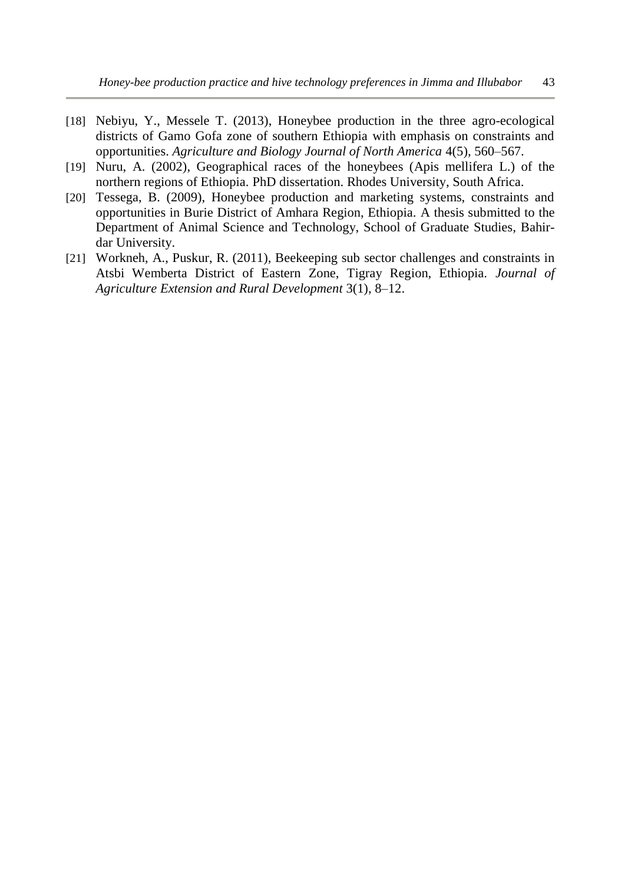[18] Nebiyu, Y., Messele T. (2013), Honeybee production in the three agro-ecological districts of Gamo Gofa zone of southern Ethiopia with emphasis on constraints and opportunities. *Agriculture and Biology Journal of North America* 4(5), 560–567.

[19] Nuru, A. (2002), Geographical races of the honeybees (Apis mellifera L.) of the northern regions of Ethiopia. PhD dissertation. Rhodes University, South Africa.

[20] Tessega, B. (2009), Honeybee production and marketing systems, constraints and opportunities in Burie District of Amhara Region, Ethiopia. A thesis submitted to the Department of Animal Science and Technology, School of Graduate Studies, Bahir-dar University.

[21] Workneh, A., Puskur, R. (2011), Beekeeping sub sector challenges and constraints in Atsbi Wemberta District of Eastern Zone, Tigray Region, Ethiopia. *Journal of Agriculture Extension and Rural Development* 3(1), 8–12.